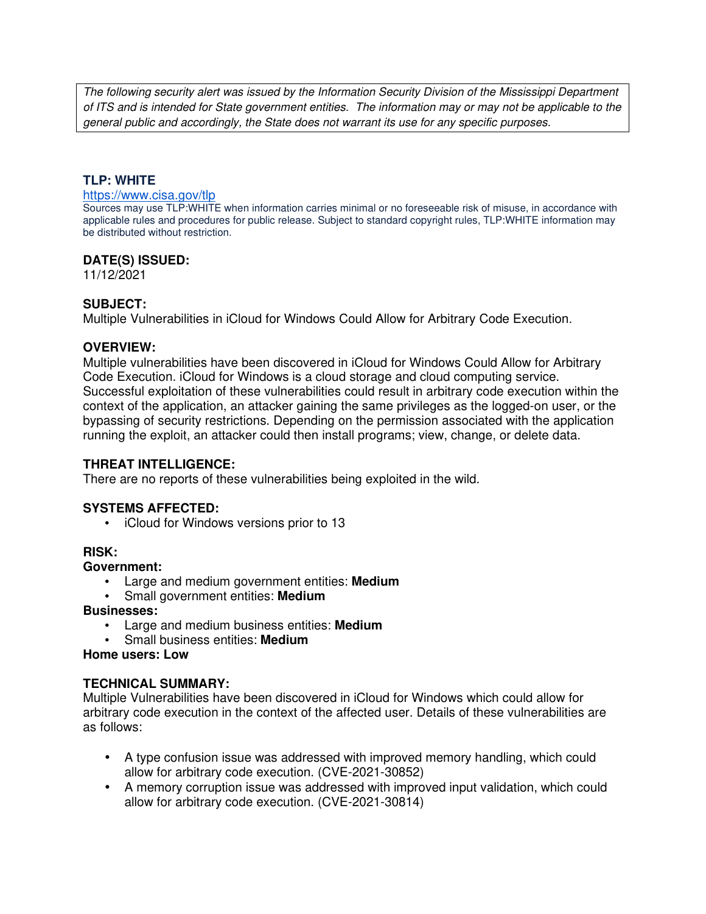*The following security alert was issued by the Information Security Division of the Mississippi Department of ITS and is intended for State government entities. The information may or may not be applicable to the general public and accordingly, the State does not warrant its use for any specific purposes.*

## TLP: WHITE

https://www.cisa.gov/tlp

Sources may use TLP:WHITE when information carries minimal or no foreseeable risk of misuse, in accordance with applicable rules and procedures for public release. Subject to standard copyright rules, TLP:WHITE information may be distributed without restriction.

## DATE(S) ISSUED:

11/12/2021

## SUBJECT:

Multiple Vulnerabilities in iCloud for Windows Could Allow for Arbitrary Code Execution.

## OVERVIEW:

Multiple vulnerabilities have been discovered in iCloud for Windows Could Allow for Arbitrary Code Execution. iCloud for Windows is a cloud storage and cloud computing service. Successful exploitation of these vulnerabilities could result in arbitrary code execution within the context of the application, an attacker gaining the same privileges as the logged-on user, or the bypassing of security restrictions. Depending on the permission associated with the application running the exploit, an attacker could then install programs; view, change, or delete data.

## THREAT INTELLIGENCE:

There are no reports of these vulnerabilities being exploited in the wild.

## SYSTEMS AFFECTED:

- iCloud for Windows versions prior to 13

## RISK:

**Government:**

- Large and medium government entities: **Medium**
- Small government entities: **Medium**

**Businesses:**

- Large and medium business entities: **Medium**
- Small business entities: **Medium**

**Home users: Low**

## TECHNICAL SUMMARY:

Multiple Vulnerabilities have been discovered in iCloud for Windows which could allow for arbitrary code execution in the context of the affected user. Details of these vulnerabilities are as follows:

- A type confusion issue was addressed with improved memory handling, which could allow for arbitrary code execution. (CVE-2021-30852)
- A memory corruption issue was addressed with improved input validation, which could allow for arbitrary code execution. (CVE-2021-30814)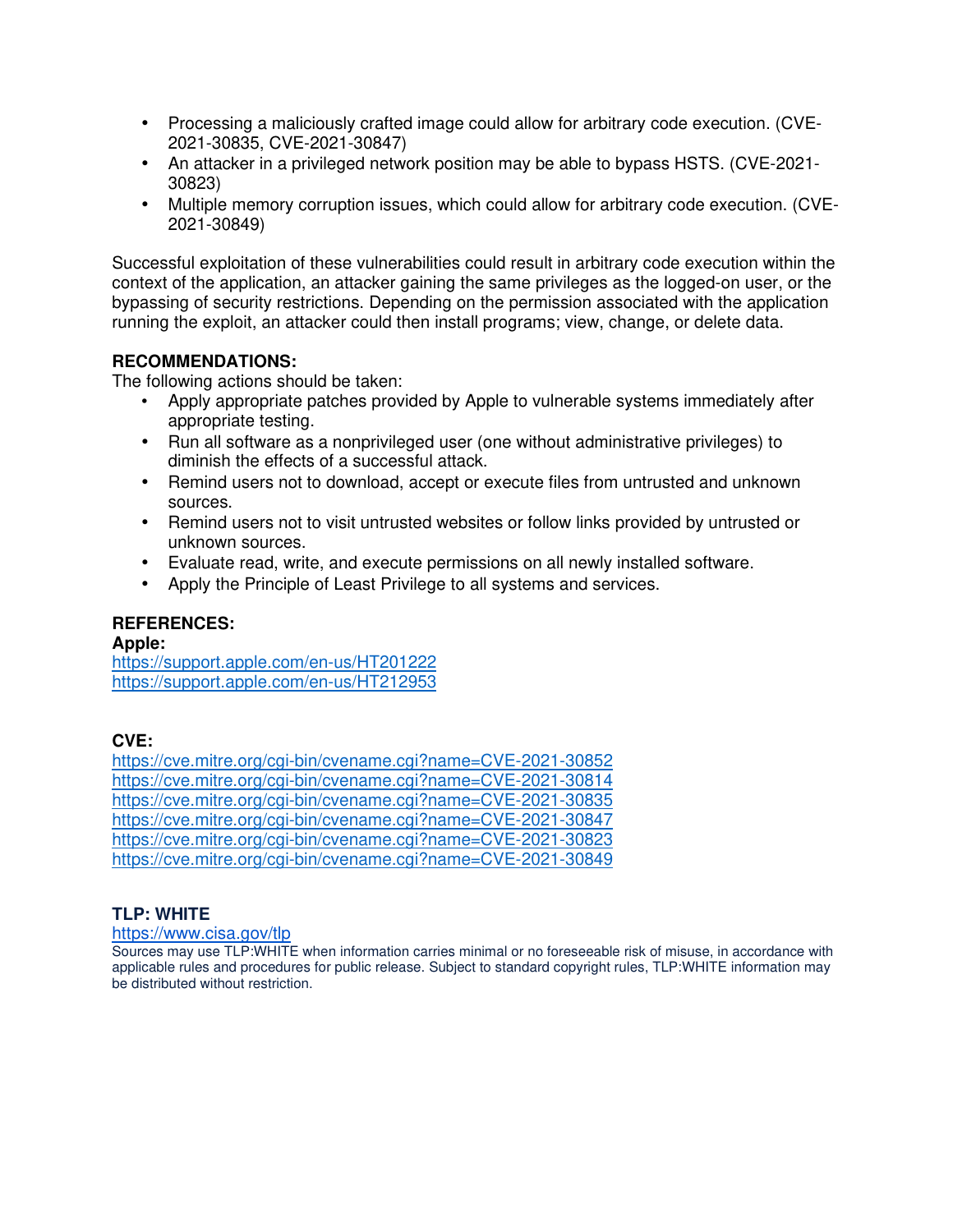- Processing a maliciously crafted image could allow for arbitrary code execution. (CVE-2021-30835, CVE-2021-30847)
- An attacker in a privileged network position may be able to bypass HSTS. (CVE-2021-30823)
- Multiple memory corruption issues, which could allow for arbitrary code execution. (CVE-2021-30849)

Successful exploitation of these vulnerabilities could result in arbitrary code execution within the context of the application, an attacker gaining the same privileges as the logged-on user, or the bypassing of security restrictions. Depending on the permission associated with the application running the exploit, an attacker could then install programs; view, change, or delete data.

**RECOMMENDATIONS:**

The following actions should be taken:

- Apply appropriate patches provided by Apple to vulnerable systems immediately after appropriate testing.
- Run all software as a nonprivileged user (one without administrative privileges) to diminish the effects of a successful attack.
- Remind users not to download, accept or execute files from untrusted and unknown sources.
- Remind users not to visit untrusted websites or follow links provided by untrusted or unknown sources.
- Evaluate read, write, and execute permissions on all newly installed software.
- Apply the Principle of Least Privilege to all systems and services.

**REFERENCES:**

**Apple:**

https://support.apple.com/en-us/HT201222
https://support.apple.com/en-us/HT212953

**CVE:**

https://cve.mitre.org/cgi-bin/cvename.cgi?name=CVE-2021-30852
https://cve.mitre.org/cgi-bin/cvename.cgi?name=CVE-2021-30814
https://cve.mitre.org/cgi-bin/cvename.cgi?name=CVE-2021-30835
https://cve.mitre.org/cgi-bin/cvename.cgi?name=CVE-2021-30847
https://cve.mitre.org/cgi-bin/cvename.cgi?name=CVE-2021-30823
https://cve.mitre.org/cgi-bin/cvename.cgi?name=CVE-2021-30849

**TLP: WHITE**

https://www.cisa.gov/tlp

Sources may use TLP:WHITE when information carries minimal or no foreseeable risk of misuse, in accordance with applicable rules and procedures for public release. Subject to standard copyright rules, TLP:WHITE information may be distributed without restriction.